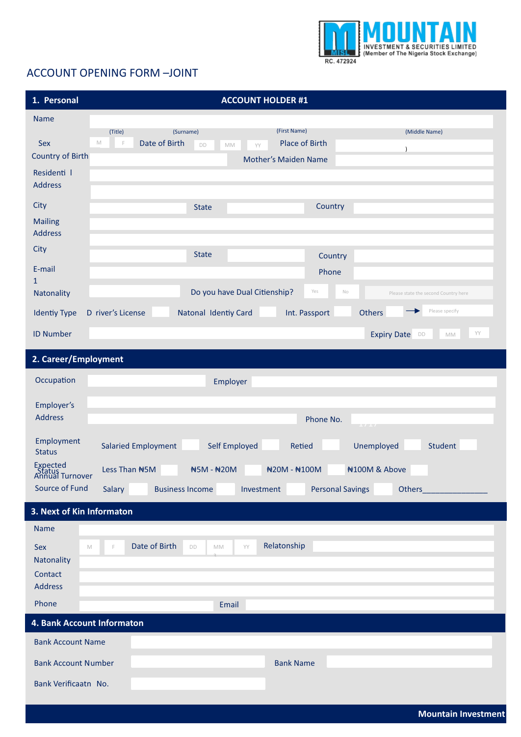**MOUNTAIN**
INVESTMENT & SECURITIES LIMITED
(Member of The Nigeria Stock Exchange)
RC. 472924

# ACCOUNT OPENING FORM –JOINT

## 1. Personal — ACCOUNT HOLDER #1

Name ______________________
(Title) (Surname) (First Name) (Middle Name)

Sex M F  Date of Birth DD MM YY  Place of Birth ______

Country of Birth ______  Mother's Maiden Name ______

Residenti l Address ______

City ______ State ______ Country ______

Mailing Address ______

City ______ State ______ Country ______

E-mail 1 ______ Phone ______

Natonality ______ Do you have Dual Citienship? Yes No  Please state the second Country here

Identy Type  D river's License ☐  Natonal Identy Card ☐  Int. Passport ☐  Others ☐ → Please specify

ID Number ______ Expiry Date DD MM YY

## 2. Career/Employment

Occupation ______ Employer ______

Employer's Address ______ Phone No. ______

Employment Status  Salaried Employment ☐  Self Employed ☐  Retied ☐  Unemployed ☐  Student ☐

Expected Annual Turnover  Less Than ₦5M ☐  ₦5M - ₦20M ☐  ₦20M - ₦100M ☐  ₦100M & Above ☐

Source of Fund  Salary ☐  Business Income ☐  Investment ☐  Personal Savings ☐  Others_______________

## 3. Next of Kin Informaton

Name ______

Sex M F  Date of Birth DD MM YY  Relatonship ______

Natonality ______

Contact Address ______

Phone ______ Email ______

## 4. Bank Account Informaton

Bank Account Name ______

Bank Account Number ______ Bank Name ______

Bank Verificaatn No. ______

**Mountain Investment**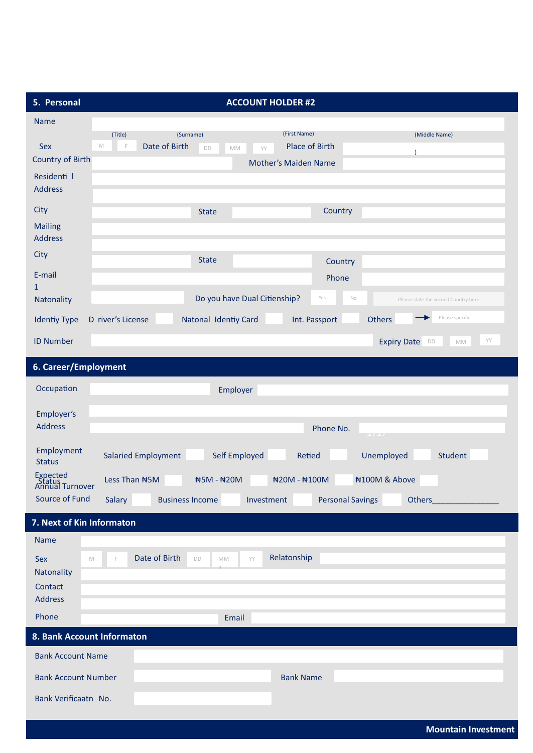## 5. Personal — ACCOUNT HOLDER #2

Name

(Title) (Surname) (First Name) (Middle Name)

Sex M F Date of Birth DD MM YY Place of Birth )

Country of Birth Mother's Maiden Name

Residenti l Address

City State Country

Mailing Address

City State Country

E-mail 1 Phone

Natonality Do you have Dual Citienship? Yes No Please state the second Country here

Identy Type D river's License Natonal Identy Card Int. Passport Others → Please specify

ID Number Expiry Date DD MM YY

## 6. Career/Employment

Occupation Employer

Employer's Address Phone No.

Employment Status Salaried Employment Self Employed Retied Unemployed Student

Expected Annual Turnover Status Less Than ₦5M ₦5M - ₦20M ₦20M - ₦100M ₦100M & Above

Source of Fund Salary Business Income Investment Personal Savings Others_______________

## 7. Next of Kin Informaton

Name

Sex M F Date of Birth DD MM YY Relatonship

Natonality

Contact Address

Phone Email

## 8. Bank Account Informaton

Bank Account Name

Bank Account Number Bank Name

Bank Verificaatn No.

**Mountain Investment**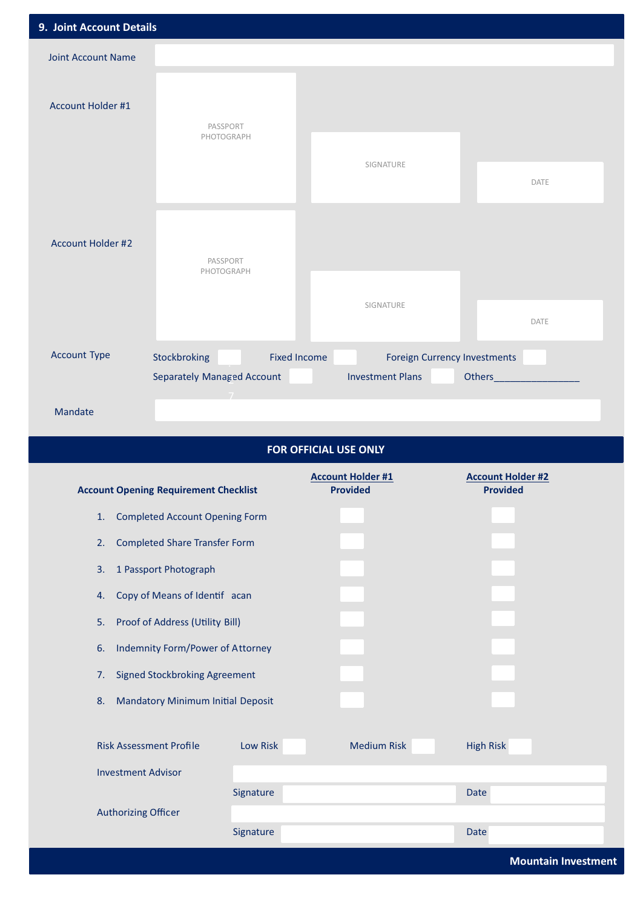## 9. Joint Account Details

Joint Account Name

Account Holder #1

PASSPORT PHOTOGRAPH

SIGNATURE

DATE

Account Holder #2

PASSPORT PHOTOGRAPH

SIGNATURE

DATE

Account Type: Stockbroking ☐ Fixed Income ☐ Foreign Currency Investments ☐ Separately Managed Account ☐ Investment Plans ☐ Others________________

Mandate

## FOR OFFICIAL USE ONLY

| Account Opening Requirement Checklist | Account Holder #1 Provided | Account Holder #2 Provided |
| --- | --- | --- |
| 1. Completed Account Opening Form | | |
| 2. Completed Share Transfer Form | | |
| 3. 1 Passport Photograph | | |
| 4. Copy of Means of Identif acan | | |
| 5. Proof of Address (Utility Bill) | | |
| 6. Indemnity Form/Power of Attorney | | |
| 7. Signed Stockbroking Agreement | | |
| 8. Mandatory Minimum Initial Deposit | | |

Risk Assessment Profile: Low Risk ☐ Medium Risk ☐ High Risk ☐

Investment Advisor

Signature Date

Authorizing Officer

Signature Date

**Mountain Investment**